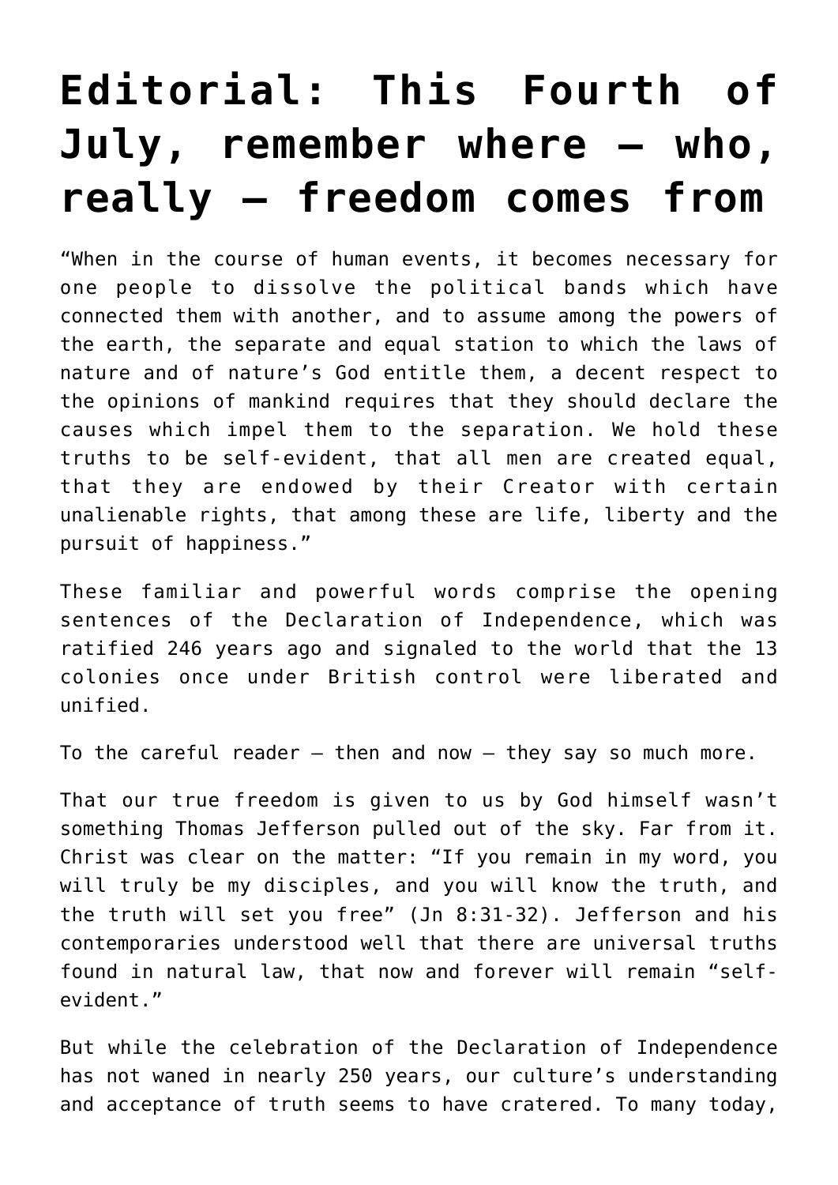# Editorial: This Fourth of July, remember where — who, really — freedom comes from

“When in the course of human events, it becomes necessary for one people to dissolve the political bands which have connected them with another, and to assume among the powers of the earth, the separate and equal station to which the laws of nature and of nature’s God entitle them, a decent respect to the opinions of mankind requires that they should declare the causes which impel them to the separation. We hold these truths to be self-evident, that all men are created equal, that they are endowed by their Creator with certain unalienable rights, that among these are life, liberty and the pursuit of happiness.”

These familiar and powerful words comprise the opening sentences of the Declaration of Independence, which was ratified 246 years ago and signaled to the world that the 13 colonies once under British control were liberated and unified.

To the careful reader — then and now — they say so much more.

That our true freedom is given to us by God himself wasn’t something Thomas Jefferson pulled out of the sky. Far from it. Christ was clear on the matter: “If you remain in my word, you will truly be my disciples, and you will know the truth, and the truth will set you free” (Jn 8:31-32). Jefferson and his contemporaries understood well that there are universal truths found in natural law, that now and forever will remain “self-evident.”

But while the celebration of the Declaration of Independence has not waned in nearly 250 years, our culture’s understanding and acceptance of truth seems to have cratered. To many today,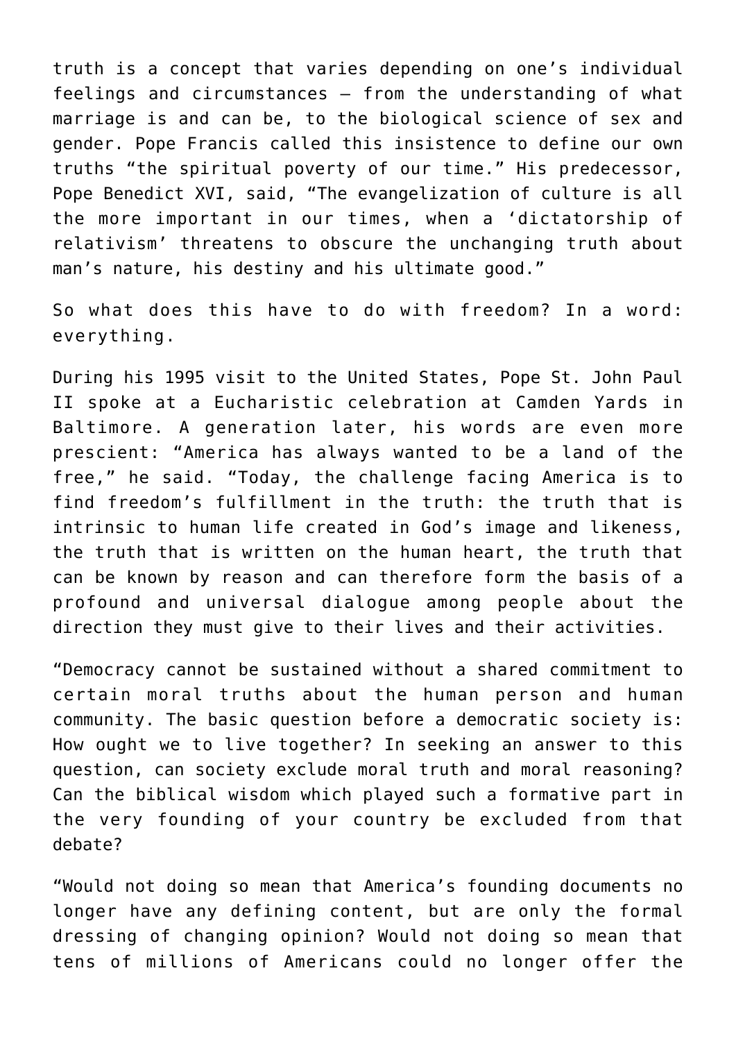truth is a concept that varies depending on one's individual feelings and circumstances — from the understanding of what marriage is and can be, to the biological science of sex and gender. Pope Francis called this insistence to define our own truths "the spiritual poverty of our time." His predecessor, Pope Benedict XVI, said, "The evangelization of culture is all the more important in our times, when a 'dictatorship of relativism' threatens to obscure the unchanging truth about man's nature, his destiny and his ultimate good."

So what does this have to do with freedom? In a word: everything.

During his 1995 visit to the United States, Pope St. John Paul II spoke at a Eucharistic celebration at Camden Yards in Baltimore. A generation later, his words are even more prescient: "America has always wanted to be a land of the free," he said. "Today, the challenge facing America is to find freedom's fulfillment in the truth: the truth that is intrinsic to human life created in God's image and likeness, the truth that is written on the human heart, the truth that can be known by reason and can therefore form the basis of a profound and universal dialogue among people about the direction they must give to their lives and their activities.

"Democracy cannot be sustained without a shared commitment to certain moral truths about the human person and human community. The basic question before a democratic society is: How ought we to live together? In seeking an answer to this question, can society exclude moral truth and moral reasoning? Can the biblical wisdom which played such a formative part in the very founding of your country be excluded from that debate?

"Would not doing so mean that America's founding documents no longer have any defining content, but are only the formal dressing of changing opinion? Would not doing so mean that tens of millions of Americans could no longer offer the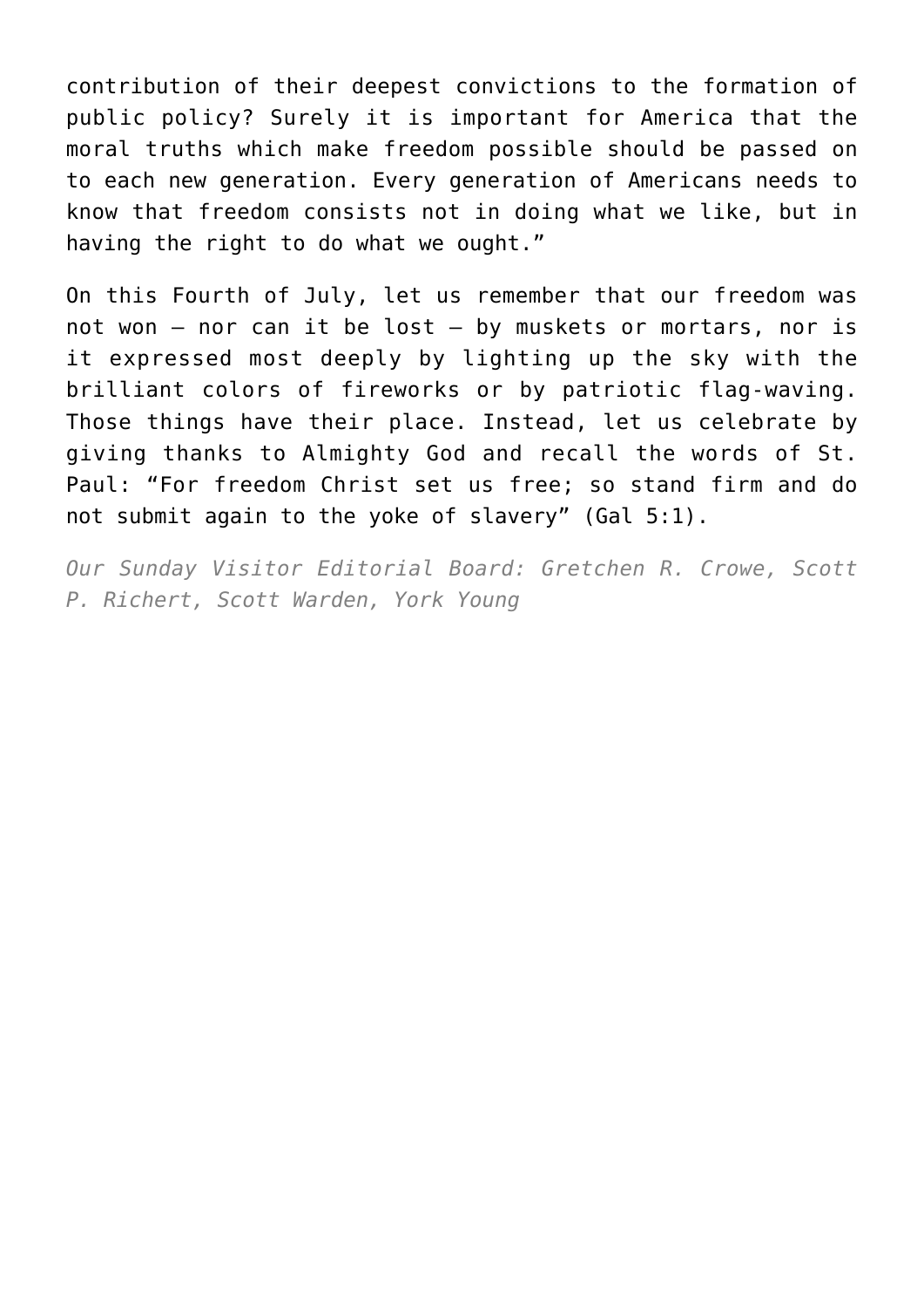contribution of their deepest convictions to the formation of public policy? Surely it is important for America that the moral truths which make freedom possible should be passed on to each new generation. Every generation of Americans needs to know that freedom consists not in doing what we like, but in having the right to do what we ought."

On this Fourth of July, let us remember that our freedom was not won — nor can it be lost — by muskets or mortars, nor is it expressed most deeply by lighting up the sky with the brilliant colors of fireworks or by patriotic flag-waving. Those things have their place. Instead, let us celebrate by giving thanks to Almighty God and recall the words of St. Paul: "For freedom Christ set us free; so stand firm and do not submit again to the yoke of slavery" (Gal 5:1).

*Our Sunday Visitor Editorial Board: Gretchen R. Crowe, Scott P. Richert, Scott Warden, York Young*